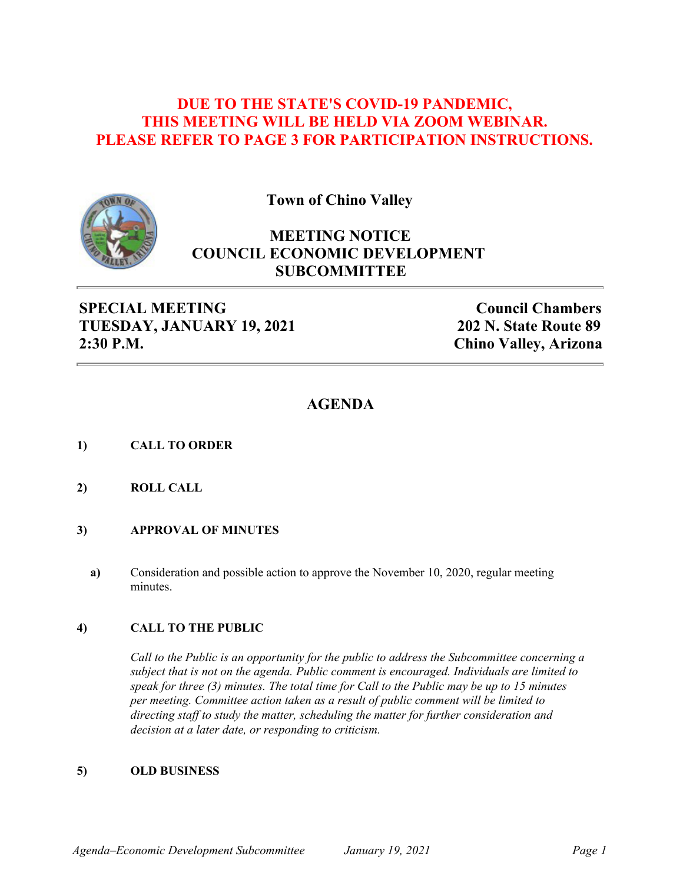**DUE TO THE STATE'S COVID-19 PANDEMIC,
THIS MEETING WILL BE HELD VIA ZOOM WEBINAR.
PLEASE REFER TO PAGE 3 FOR PARTICIPATION INSTRUCTIONS.**

**Town of Chino Valley**

# MEETING NOTICE
# COUNCIL ECONOMIC DEVELOPMENT SUBCOMMITTEE

**SPECIAL MEETING**
**TUESDAY, JANUARY 19, 2021**
**2:30 P.M.**

**Council Chambers**
**202 N. State Route 89**
**Chino Valley, Arizona**

## AGENDA

**1) CALL TO ORDER**

**2) ROLL CALL**

**3) APPROVAL OF MINUTES**

**a)** Consideration and possible action to approve the November 10, 2020, regular meeting minutes.

**4) CALL TO THE PUBLIC**

*Call to the Public is an opportunity for the public to address the Subcommittee concerning a subject that is not on the agenda. Public comment is encouraged. Individuals are limited to speak for three (3) minutes. The total time for Call to the Public may be up to 15 minutes per meeting. Committee action taken as a result of public comment will be limited to directing staff to study the matter, scheduling the matter for further consideration and decision at a later date, or responding to criticism.*

**5) OLD BUSINESS**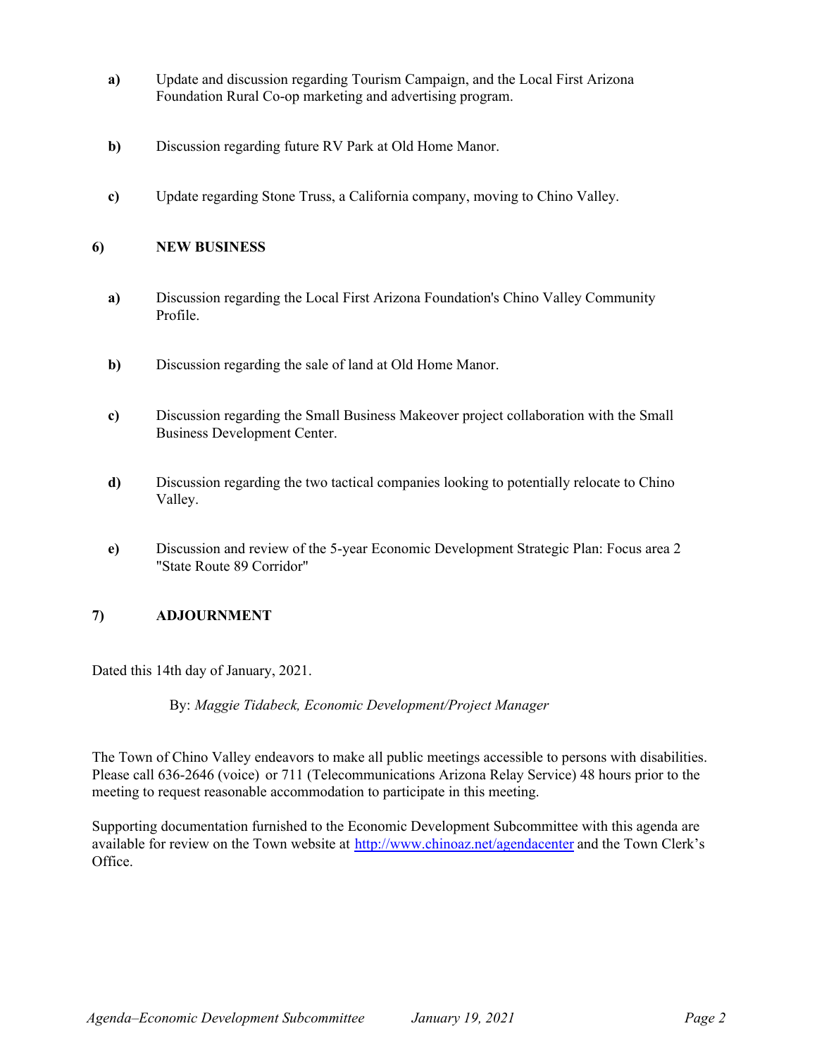**a)** Update and discussion regarding Tourism Campaign, and the Local First Arizona Foundation Rural Co-op marketing and advertising program.

**b)** Discussion regarding future RV Park at Old Home Manor.

**c)** Update regarding Stone Truss, a California company, moving to Chino Valley.

## 6) NEW BUSINESS

**a)** Discussion regarding the Local First Arizona Foundation's Chino Valley Community Profile.

**b)** Discussion regarding the sale of land at Old Home Manor.

**c)** Discussion regarding the Small Business Makeover project collaboration with the Small Business Development Center.

**d)** Discussion regarding the two tactical companies looking to potentially relocate to Chino Valley.

**e)** Discussion and review of the 5-year Economic Development Strategic Plan: Focus area 2 "State Route 89 Corridor"

## 7) ADJOURNMENT

Dated this 14th day of January, 2021.

By: *Maggie Tidabeck, Economic Development/Project Manager*

The Town of Chino Valley endeavors to make all public meetings accessible to persons with disabilities. Please call 636-2646 (voice) or 711 (Telecommunications Arizona Relay Service) 48 hours prior to the meeting to request reasonable accommodation to participate in this meeting.

Supporting documentation furnished to the Economic Development Subcommittee with this agenda are available for review on the Town website at [http://www.chinoaz.net/agendacenter](http://www.chinoaz.net/agendacenter) and the Town Clerk's Office.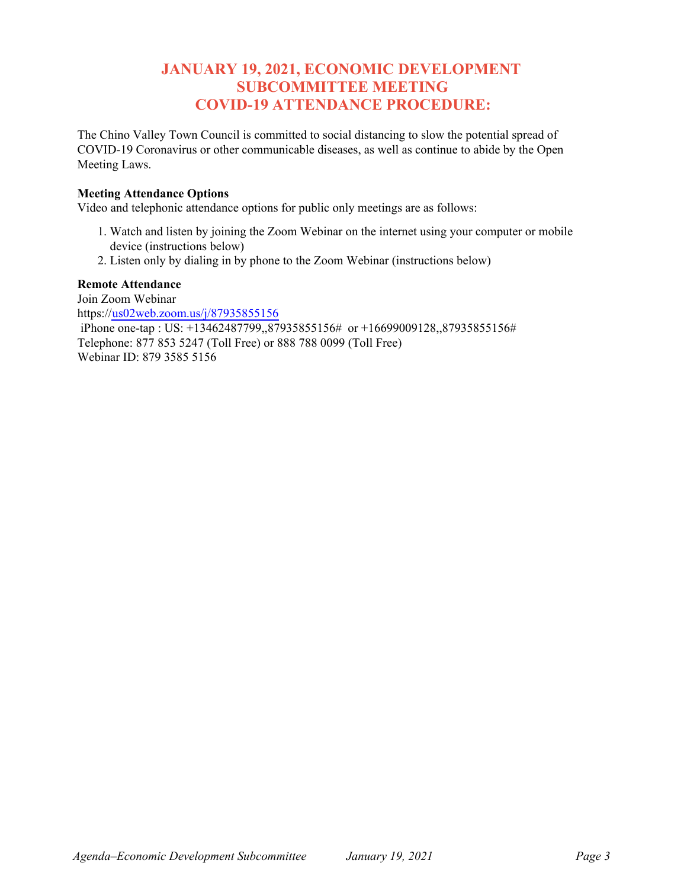# JANUARY 19, 2021, ECONOMIC DEVELOPMENT SUBCOMMITTEE MEETING COVID-19 ATTENDANCE PROCEDURE:

The Chino Valley Town Council is committed to social distancing to slow the potential spread of COVID-19 Coronavirus or other communicable diseases, as well as continue to abide by the Open Meeting Laws.

**Meeting Attendance Options**
Video and telephonic attendance options for public only meetings are as follows:

1. Watch and listen by joining the Zoom Webinar on the internet using your computer or mobile device (instructions below)
2. Listen only by dialing in by phone to the Zoom Webinar (instructions below)

**Remote Attendance**
Join Zoom Webinar
https://us02web.zoom.us/j/87935855156
iPhone one-tap : US: +13462487799,,87935855156# or +16699009128,,87935855156#
Telephone: 877 853 5247 (Toll Free) or 888 788 0099 (Toll Free)
Webinar ID: 879 3585 5156